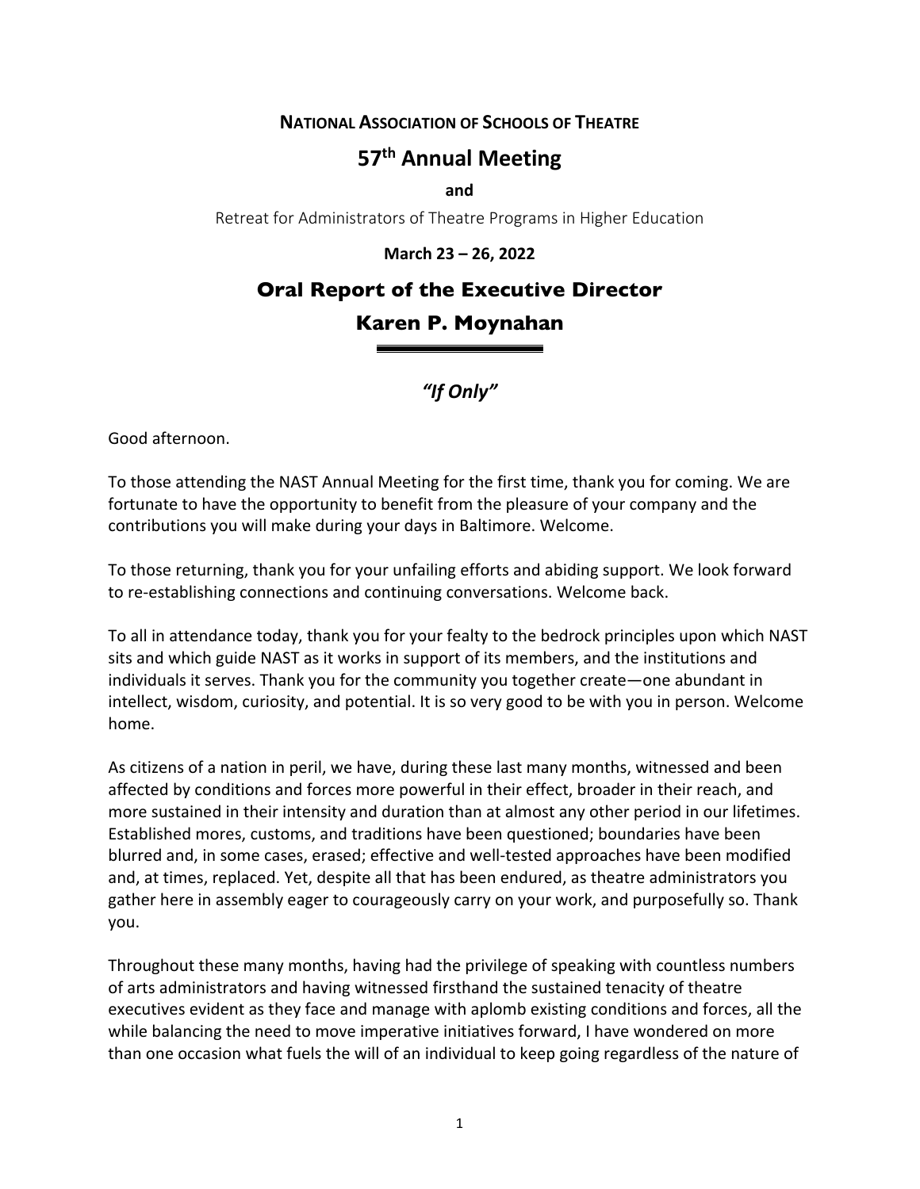**NATIONAL ASSOCIATION OF SCHOOLS OF THEATRE**

# 57th Annual Meeting

**and**

Retreat for Administrators of Theatre Programs in Higher Education

**March 23 – 26, 2022**

## Oral Report of the Executive Director

## Karen P. Moynahan

### *"If Only"*

Good afternoon.

To those attending the NAST Annual Meeting for the first time, thank you for coming. We are fortunate to have the opportunity to benefit from the pleasure of your company and the contributions you will make during your days in Baltimore. Welcome.

To those returning, thank you for your unfailing efforts and abiding support. We look forward to re-establishing connections and continuing conversations. Welcome back.

To all in attendance today, thank you for your fealty to the bedrock principles upon which NAST sits and which guide NAST as it works in support of its members, and the institutions and individuals it serves. Thank you for the community you together create—one abundant in intellect, wisdom, curiosity, and potential. It is so very good to be with you in person. Welcome home.

As citizens of a nation in peril, we have, during these last many months, witnessed and been affected by conditions and forces more powerful in their effect, broader in their reach, and more sustained in their intensity and duration than at almost any other period in our lifetimes. Established mores, customs, and traditions have been questioned; boundaries have been blurred and, in some cases, erased; effective and well-tested approaches have been modified and, at times, replaced. Yet, despite all that has been endured, as theatre administrators you gather here in assembly eager to courageously carry on your work, and purposefully so. Thank you.

Throughout these many months, having had the privilege of speaking with countless numbers of arts administrators and having witnessed firsthand the sustained tenacity of theatre executives evident as they face and manage with aplomb existing conditions and forces, all the while balancing the need to move imperative initiatives forward, I have wondered on more than one occasion what fuels the will of an individual to keep going regardless of the nature of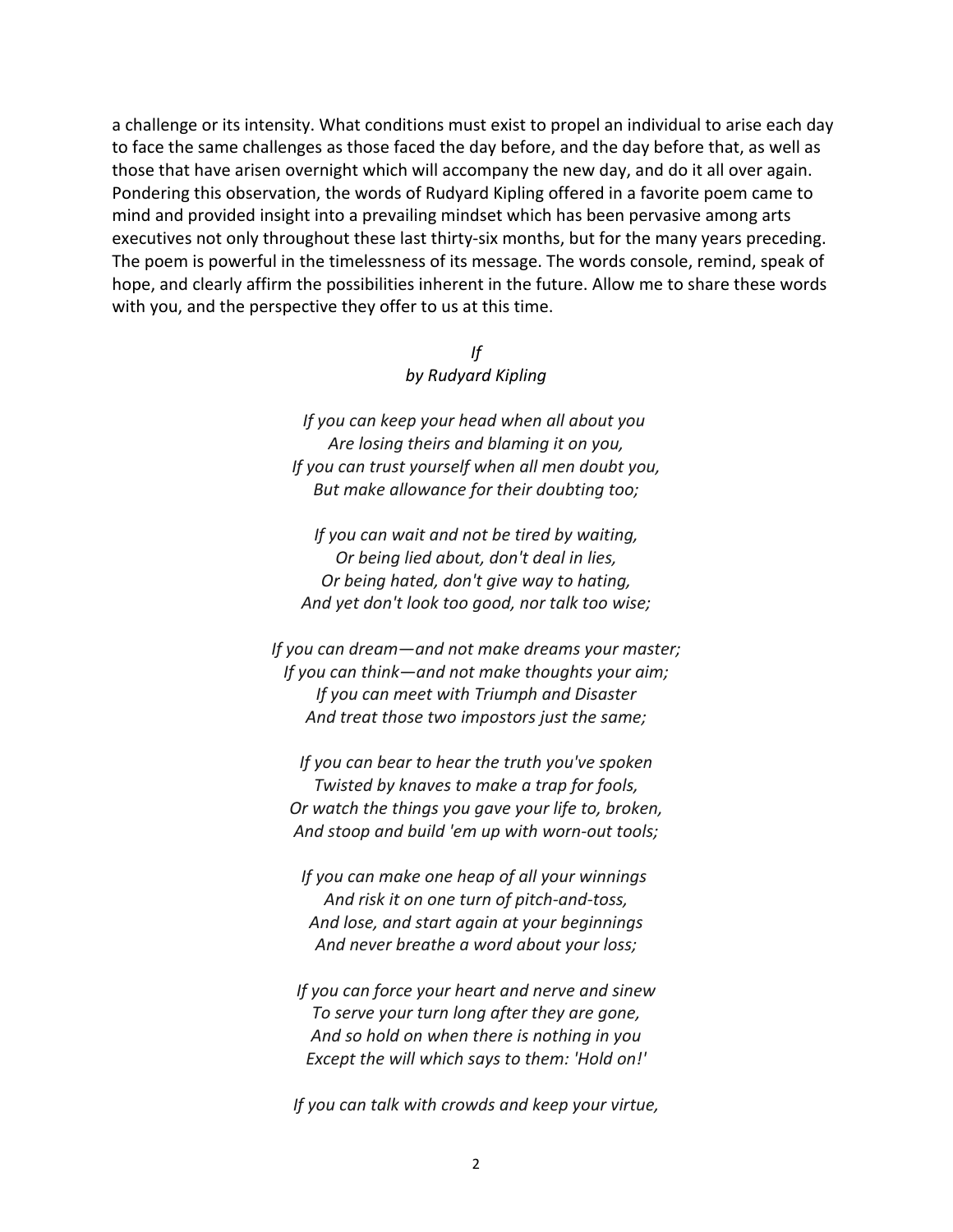a challenge or its intensity. What conditions must exist to propel an individual to arise each day to face the same challenges as those faced the day before, and the day before that, as well as those that have arisen overnight which will accompany the new day, and do it all over again. Pondering this observation, the words of Rudyard Kipling offered in a favorite poem came to mind and provided insight into a prevailing mindset which has been pervasive among arts executives not only throughout these last thirty-six months, but for the many years preceding. The poem is powerful in the timelessness of its message. The words console, remind, speak of hope, and clearly affirm the possibilities inherent in the future. Allow me to share these words with you, and the perspective they offer to us at this time.

*If*
*by Rudyard Kipling*

*If you can keep your head when all about you*
*Are losing theirs and blaming it on you,*
*If you can trust yourself when all men doubt you,*
*But make allowance for their doubting too;*

*If you can wait and not be tired by waiting,*
*Or being lied about, don't deal in lies,*
*Or being hated, don't give way to hating,*
*And yet don't look too good, nor talk too wise;*

*If you can dream—and not make dreams your master;*
*If you can think—and not make thoughts your aim;*
*If you can meet with Triumph and Disaster*
*And treat those two impostors just the same;*

*If you can bear to hear the truth you've spoken*
*Twisted by knaves to make a trap for fools,*
*Or watch the things you gave your life to, broken,*
*And stoop and build 'em up with worn-out tools;*

*If you can make one heap of all your winnings*
*And risk it on one turn of pitch-and-toss,*
*And lose, and start again at your beginnings*
*And never breathe a word about your loss;*

*If you can force your heart and nerve and sinew*
*To serve your turn long after they are gone,*
*And so hold on when there is nothing in you*
*Except the will which says to them: 'Hold on!'*

*If you can talk with crowds and keep your virtue,*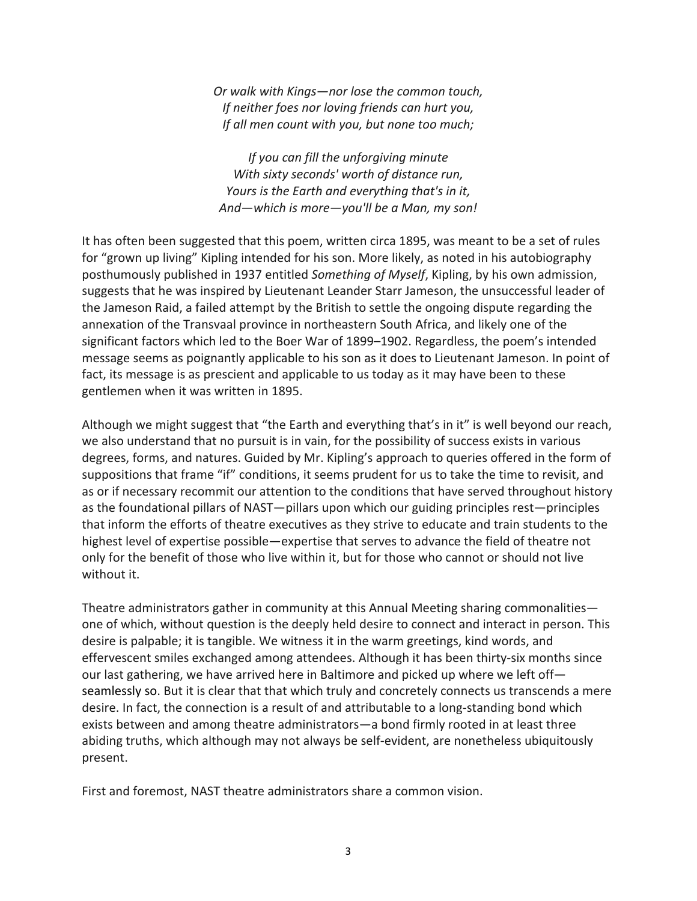*Or walk with Kings—nor lose the common touch,*
*If neither foes nor loving friends can hurt you,*
*If all men count with you, but none too much;*

*If you can fill the unforgiving minute*
*With sixty seconds' worth of distance run,*
*Yours is the Earth and everything that's in it,*
*And—which is more—you'll be a Man, my son!*

It has often been suggested that this poem, written circa 1895, was meant to be a set of rules for "grown up living" Kipling intended for his son. More likely, as noted in his autobiography posthumously published in 1937 entitled *Something of Myself*, Kipling, by his own admission, suggests that he was inspired by Lieutenant Leander Starr Jameson, the unsuccessful leader of the Jameson Raid, a failed attempt by the British to settle the ongoing dispute regarding the annexation of the Transvaal province in northeastern South Africa, and likely one of the significant factors which led to the Boer War of 1899–1902. Regardless, the poem's intended message seems as poignantly applicable to his son as it does to Lieutenant Jameson. In point of fact, its message is as prescient and applicable to us today as it may have been to these gentlemen when it was written in 1895.

Although we might suggest that "the Earth and everything that's in it" is well beyond our reach, we also understand that no pursuit is in vain, for the possibility of success exists in various degrees, forms, and natures. Guided by Mr. Kipling's approach to queries offered in the form of suppositions that frame "if" conditions, it seems prudent for us to take the time to revisit, and as or if necessary recommit our attention to the conditions that have served throughout history as the foundational pillars of NAST—pillars upon which our guiding principles rest—principles that inform the efforts of theatre executives as they strive to educate and train students to the highest level of expertise possible—expertise that serves to advance the field of theatre not only for the benefit of those who live within it, but for those who cannot or should not live without it.

Theatre administrators gather in community at this Annual Meeting sharing commonalities—one of which, without question is the deeply held desire to connect and interact in person. This desire is palpable; it is tangible. We witness it in the warm greetings, kind words, and effervescent smiles exchanged among attendees. Although it has been thirty-six months since our last gathering, we have arrived here in Baltimore and picked up where we left off—seamlessly so. But it is clear that that which truly and concretely connects us transcends a mere desire. In fact, the connection is a result of and attributable to a long-standing bond which exists between and among theatre administrators—a bond firmly rooted in at least three abiding truths, which although may not always be self-evident, are nonetheless ubiquitously present.

First and foremost, NAST theatre administrators share a common vision.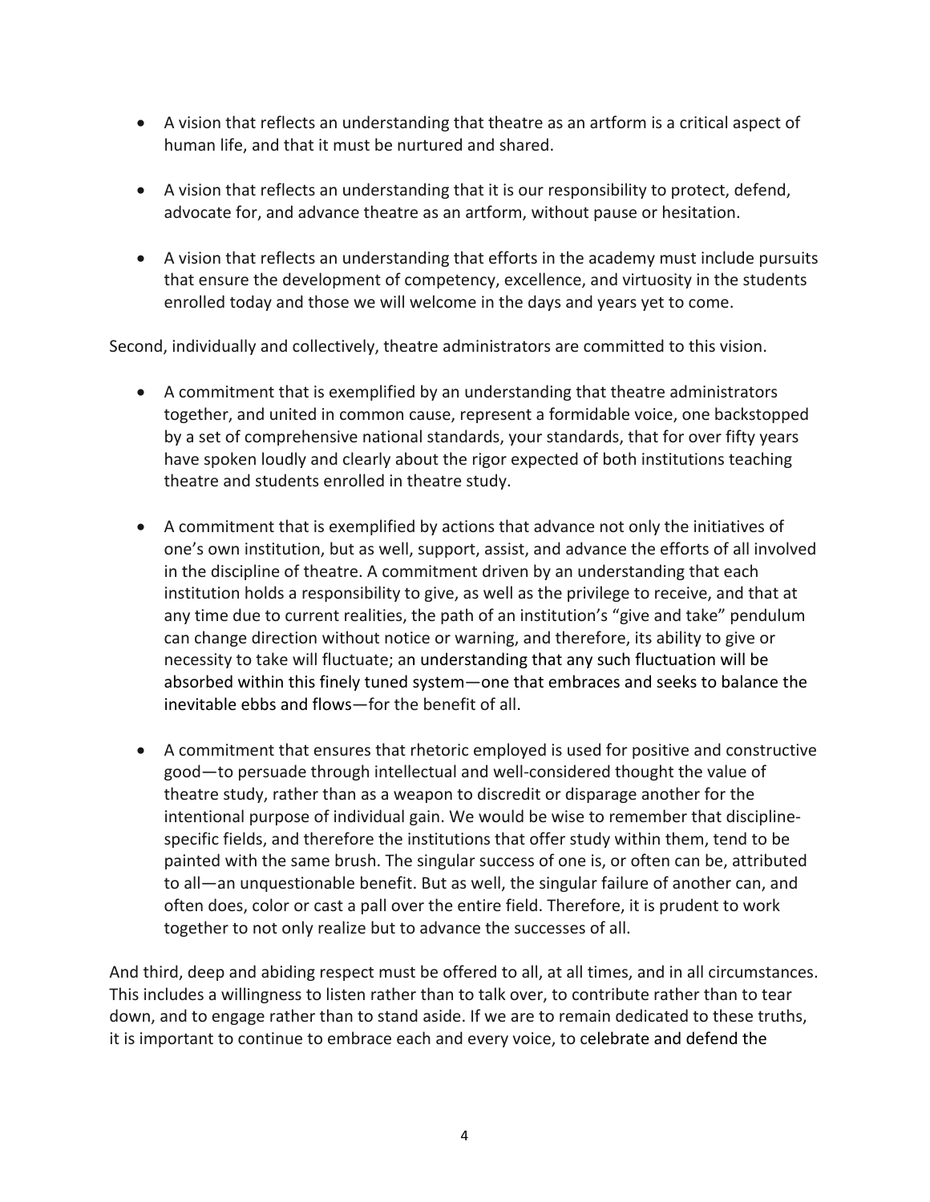- A vision that reflects an understanding that theatre as an artform is a critical aspect of human life, and that it must be nurtured and shared.

- A vision that reflects an understanding that it is our responsibility to protect, defend, advocate for, and advance theatre as an artform, without pause or hesitation.

- A vision that reflects an understanding that efforts in the academy must include pursuits that ensure the development of competency, excellence, and virtuosity in the students enrolled today and those we will welcome in the days and years yet to come.

Second, individually and collectively, theatre administrators are committed to this vision.

- A commitment that is exemplified by an understanding that theatre administrators together, and united in common cause, represent a formidable voice, one backstopped by a set of comprehensive national standards, your standards, that for over fifty years have spoken loudly and clearly about the rigor expected of both institutions teaching theatre and students enrolled in theatre study.

- A commitment that is exemplified by actions that advance not only the initiatives of one's own institution, but as well, support, assist, and advance the efforts of all involved in the discipline of theatre. A commitment driven by an understanding that each institution holds a responsibility to give, as well as the privilege to receive, and that at any time due to current realities, the path of an institution's "give and take" pendulum can change direction without notice or warning, and therefore, its ability to give or necessity to take will fluctuate; an understanding that any such fluctuation will be absorbed within this finely tuned system—one that embraces and seeks to balance the inevitable ebbs and flows—for the benefit of all.

- A commitment that ensures that rhetoric employed is used for positive and constructive good—to persuade through intellectual and well-considered thought the value of theatre study, rather than as a weapon to discredit or disparage another for the intentional purpose of individual gain. We would be wise to remember that discipline-specific fields, and therefore the institutions that offer study within them, tend to be painted with the same brush. The singular success of one is, or often can be, attributed to all—an unquestionable benefit. But as well, the singular failure of another can, and often does, color or cast a pall over the entire field. Therefore, it is prudent to work together to not only realize but to advance the successes of all.

And third, deep and abiding respect must be offered to all, at all times, and in all circumstances. This includes a willingness to listen rather than to talk over, to contribute rather than to tear down, and to engage rather than to stand aside. If we are to remain dedicated to these truths, it is important to continue to embrace each and every voice, to celebrate and defend the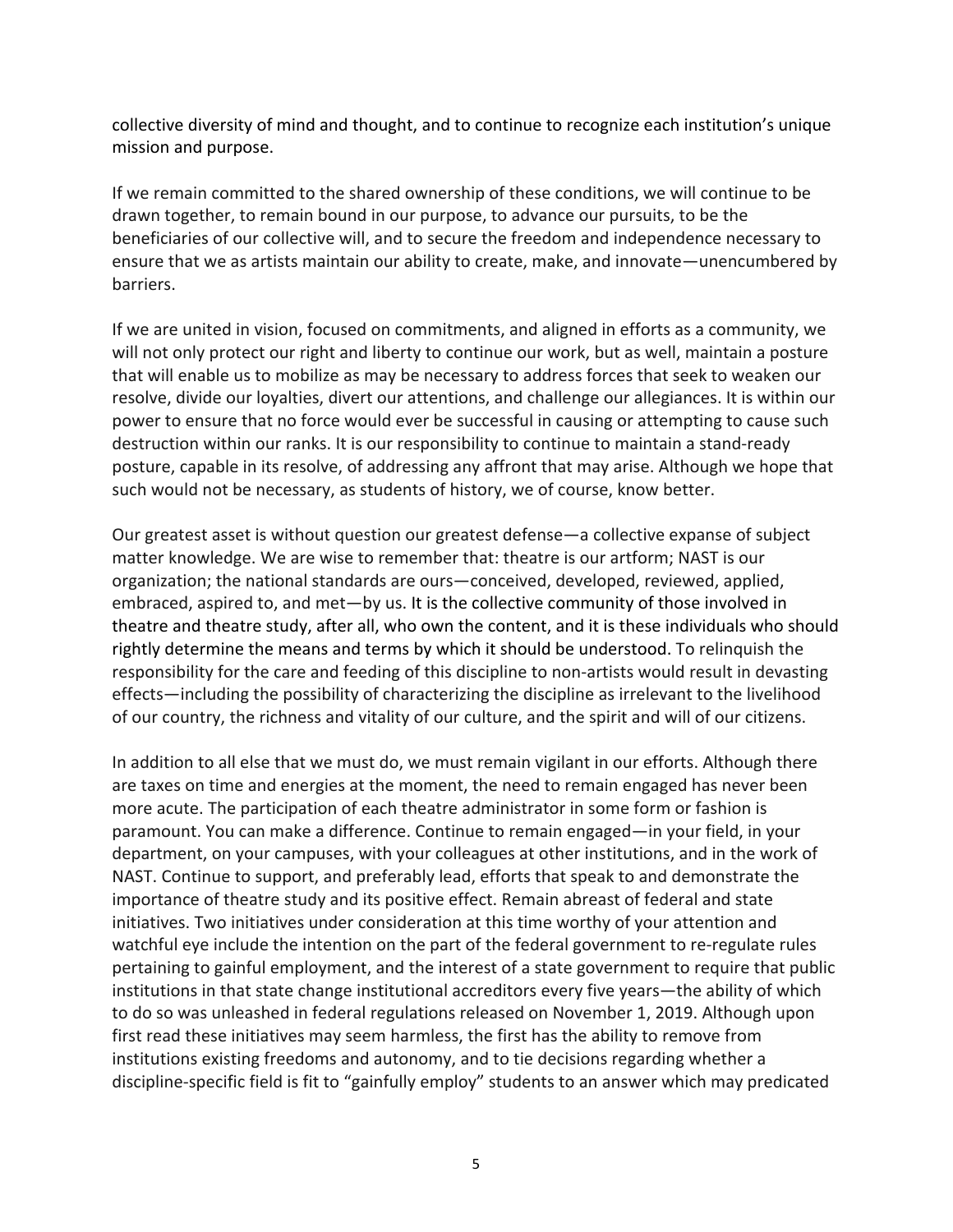collective diversity of mind and thought, and to continue to recognize each institution's unique mission and purpose.

If we remain committed to the shared ownership of these conditions, we will continue to be drawn together, to remain bound in our purpose, to advance our pursuits, to be the beneficiaries of our collective will, and to secure the freedom and independence necessary to ensure that we as artists maintain our ability to create, make, and innovate—unencumbered by barriers.

If we are united in vision, focused on commitments, and aligned in efforts as a community, we will not only protect our right and liberty to continue our work, but as well, maintain a posture that will enable us to mobilize as may be necessary to address forces that seek to weaken our resolve, divide our loyalties, divert our attentions, and challenge our allegiances. It is within our power to ensure that no force would ever be successful in causing or attempting to cause such destruction within our ranks. It is our responsibility to continue to maintain a stand-ready posture, capable in its resolve, of addressing any affront that may arise. Although we hope that such would not be necessary, as students of history, we of course, know better.

Our greatest asset is without question our greatest defense—a collective expanse of subject matter knowledge. We are wise to remember that: theatre is our artform; NAST is our organization; the national standards are ours—conceived, developed, reviewed, applied, embraced, aspired to, and met—by us. It is the collective community of those involved in theatre and theatre study, after all, who own the content, and it is these individuals who should rightly determine the means and terms by which it should be understood. To relinquish the responsibility for the care and feeding of this discipline to non-artists would result in devasting effects—including the possibility of characterizing the discipline as irrelevant to the livelihood of our country, the richness and vitality of our culture, and the spirit and will of our citizens.

In addition to all else that we must do, we must remain vigilant in our efforts. Although there are taxes on time and energies at the moment, the need to remain engaged has never been more acute. The participation of each theatre administrator in some form or fashion is paramount. You can make a difference. Continue to remain engaged—in your field, in your department, on your campuses, with your colleagues at other institutions, and in the work of NAST. Continue to support, and preferably lead, efforts that speak to and demonstrate the importance of theatre study and its positive effect. Remain abreast of federal and state initiatives. Two initiatives under consideration at this time worthy of your attention and watchful eye include the intention on the part of the federal government to re-regulate rules pertaining to gainful employment, and the interest of a state government to require that public institutions in that state change institutional accreditors every five years—the ability of which to do so was unleashed in federal regulations released on November 1, 2019. Although upon first read these initiatives may seem harmless, the first has the ability to remove from institutions existing freedoms and autonomy, and to tie decisions regarding whether a discipline-specific field is fit to "gainfully employ" students to an answer which may predicated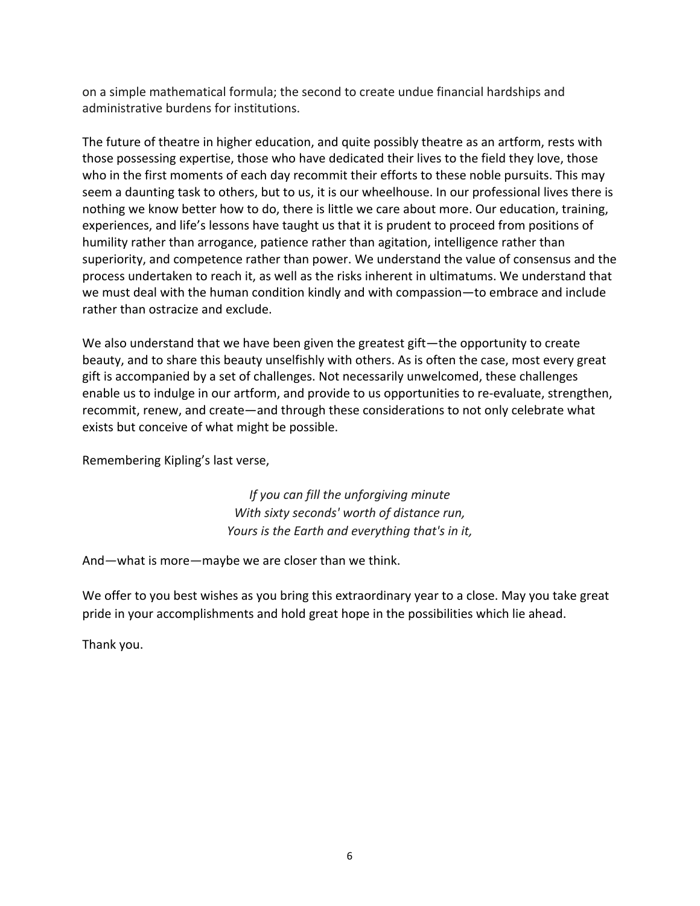on a simple mathematical formula; the second to create undue financial hardships and administrative burdens for institutions.

The future of theatre in higher education, and quite possibly theatre as an artform, rests with those possessing expertise, those who have dedicated their lives to the field they love, those who in the first moments of each day recommit their efforts to these noble pursuits. This may seem a daunting task to others, but to us, it is our wheelhouse. In our professional lives there is nothing we know better how to do, there is little we care about more. Our education, training, experiences, and life's lessons have taught us that it is prudent to proceed from positions of humility rather than arrogance, patience rather than agitation, intelligence rather than superiority, and competence rather than power. We understand the value of consensus and the process undertaken to reach it, as well as the risks inherent in ultimatums. We understand that we must deal with the human condition kindly and with compassion—to embrace and include rather than ostracize and exclude.

We also understand that we have been given the greatest gift—the opportunity to create beauty, and to share this beauty unselfishly with others. As is often the case, most every great gift is accompanied by a set of challenges. Not necessarily unwelcomed, these challenges enable us to indulge in our artform, and provide to us opportunities to re-evaluate, strengthen, recommit, renew, and create—and through these considerations to not only celebrate what exists but conceive of what might be possible.

Remembering Kipling's last verse,

> *If you can fill the unforgiving minute*
> *With sixty seconds' worth of distance run,*
> *Yours is the Earth and everything that's in it,*

And—what is more—maybe we are closer than we think.

We offer to you best wishes as you bring this extraordinary year to a close. May you take great pride in your accomplishments and hold great hope in the possibilities which lie ahead.

Thank you.